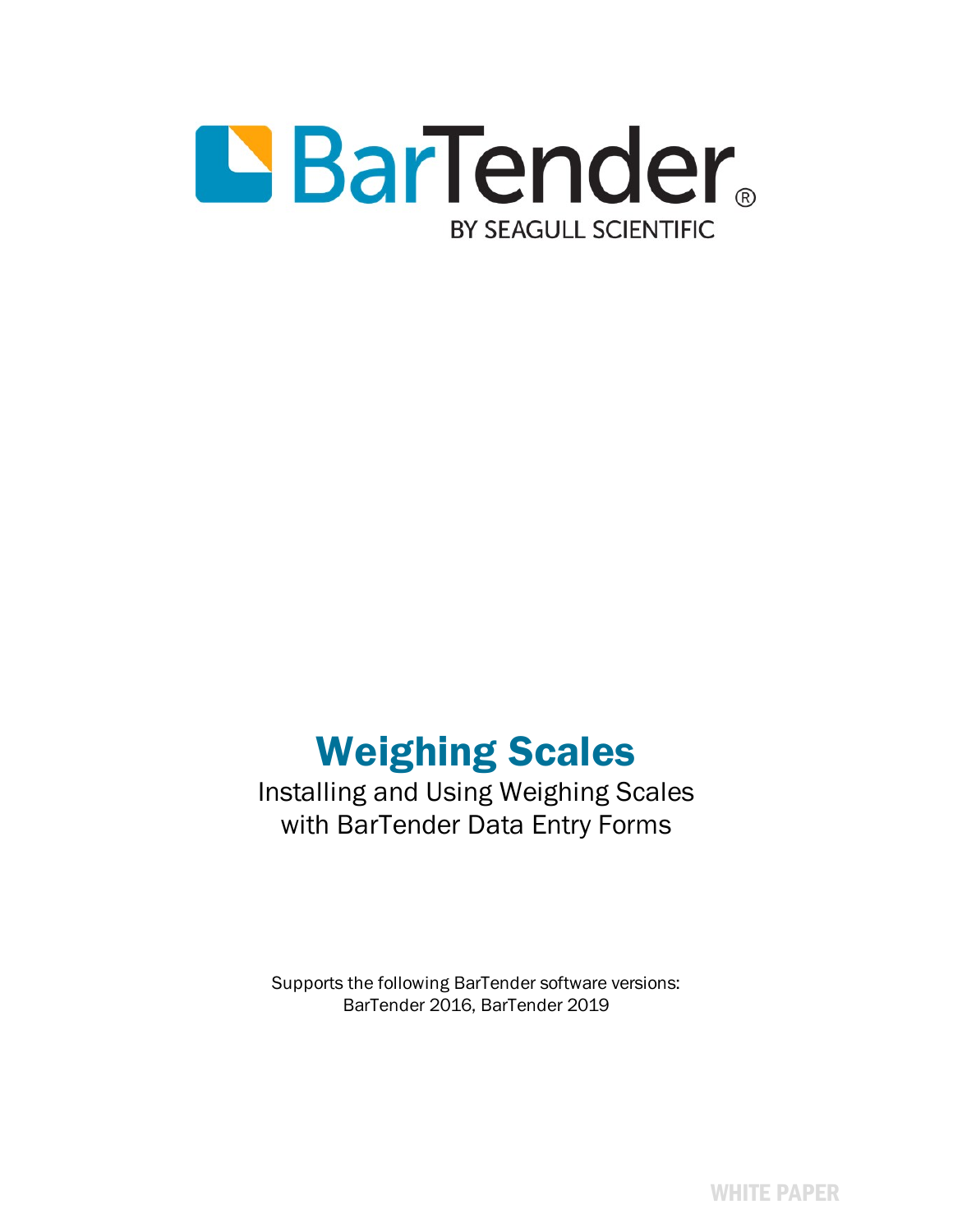BarTender®

BY SEAGULL SCIENTIFIC

# Weighing Scales

Installing and Using Weighing Scales with BarTender Data Entry Forms

Supports the following BarTender software versions: BarTender 2016, BarTender 2019

WHITE PAPER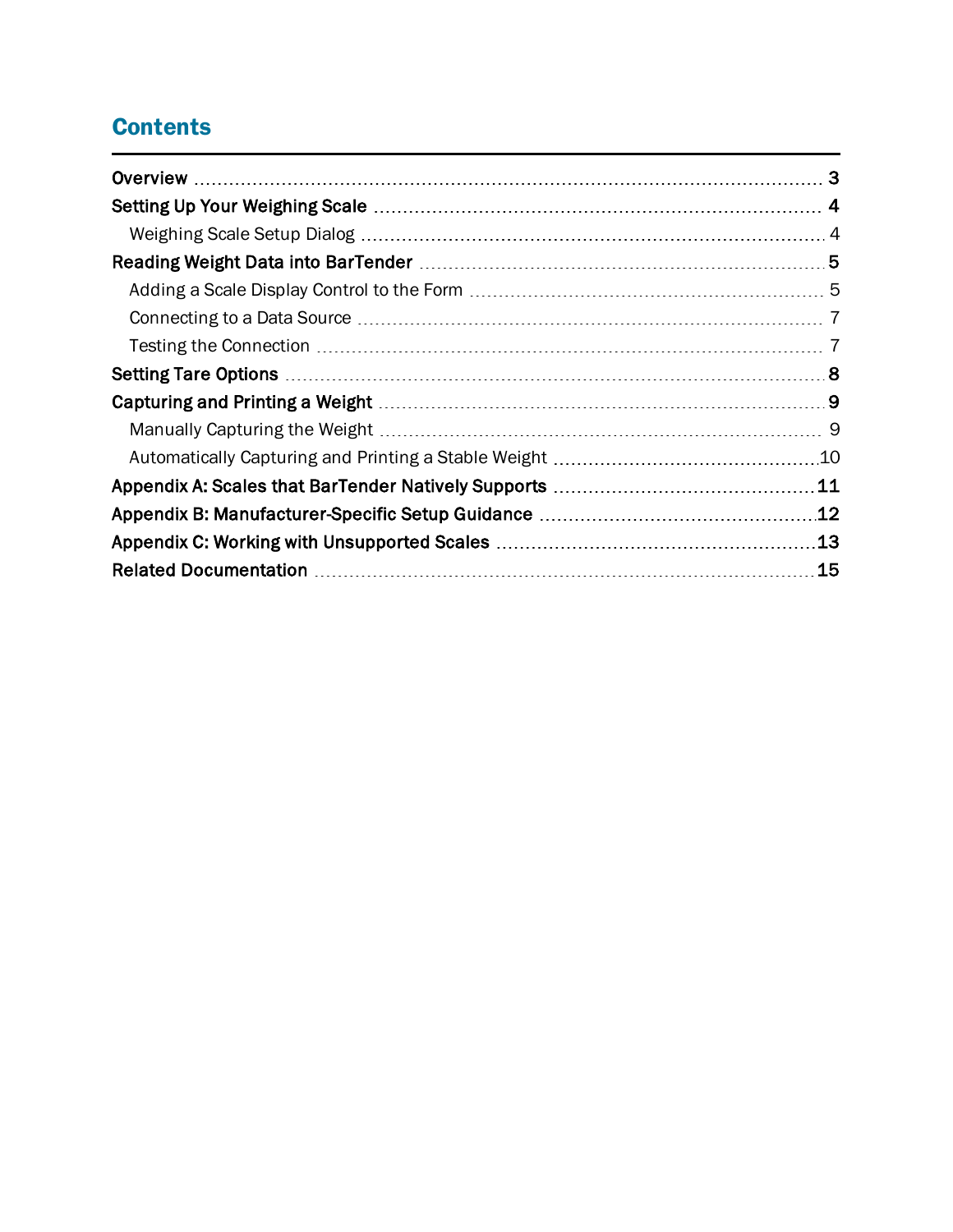## Contents

- **Overview** ..... **3**
- **Setting Up Your Weighing Scale** ..... **4**
  - Weighing Scale Setup Dialog ..... 4
- **Reading Weight Data into BarTender** ..... **5**
  - Adding a Scale Display Control to the Form ..... 5
  - Connecting to a Data Source ..... 7
  - Testing the Connection ..... 7
- **Setting Tare Options** ..... **8**
- **Capturing and Printing a Weight** ..... **9**
  - Manually Capturing the Weight ..... 9
  - Automatically Capturing and Printing a Stable Weight ..... 10
- **Appendix A: Scales that BarTender Natively Supports** ..... **11**
- **Appendix B: Manufacturer-Specific Setup Guidance** ..... **12**
- **Appendix C: Working with Unsupported Scales** ..... **13**
- **Related Documentation** ..... **15**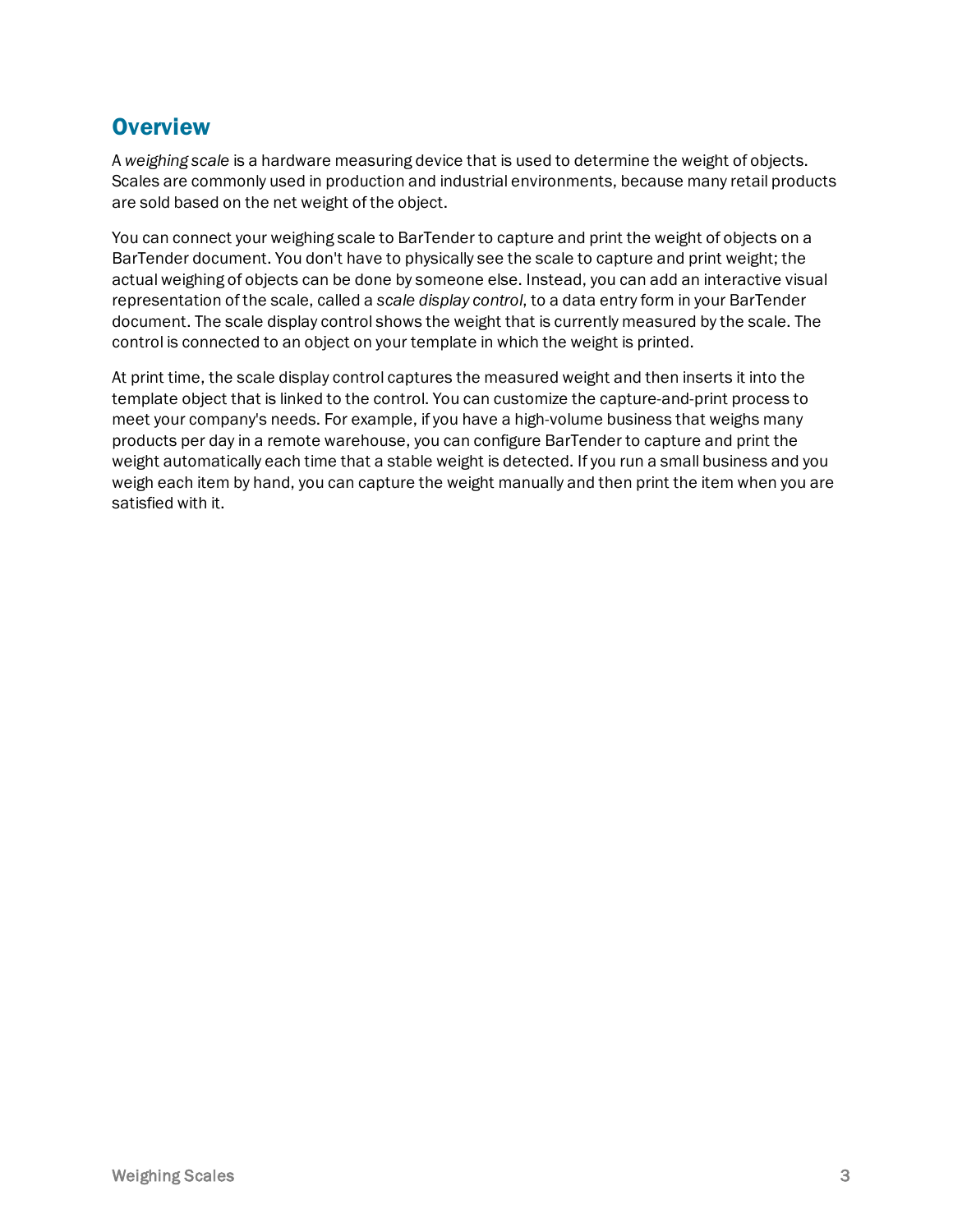## Overview

A *weighing scale* is a hardware measuring device that is used to determine the weight of objects. Scales are commonly used in production and industrial environments, because many retail products are sold based on the net weight of the object.

You can connect your weighing scale to BarTender to capture and print the weight of objects on a BarTender document. You don't have to physically see the scale to capture and print weight; the actual weighing of objects can be done by someone else. Instead, you can add an interactive visual representation of the scale, called a *scale display control*, to a data entry form in your BarTender document. The scale display control shows the weight that is currently measured by the scale. The control is connected to an object on your template in which the weight is printed.

At print time, the scale display control captures the measured weight and then inserts it into the template object that is linked to the control. You can customize the capture-and-print process to meet your company's needs. For example, if you have a high-volume business that weighs many products per day in a remote warehouse, you can configure BarTender to capture and print the weight automatically each time that a stable weight is detected. If you run a small business and you weigh each item by hand, you can capture the weight manually and then print the item when you are satisfied with it.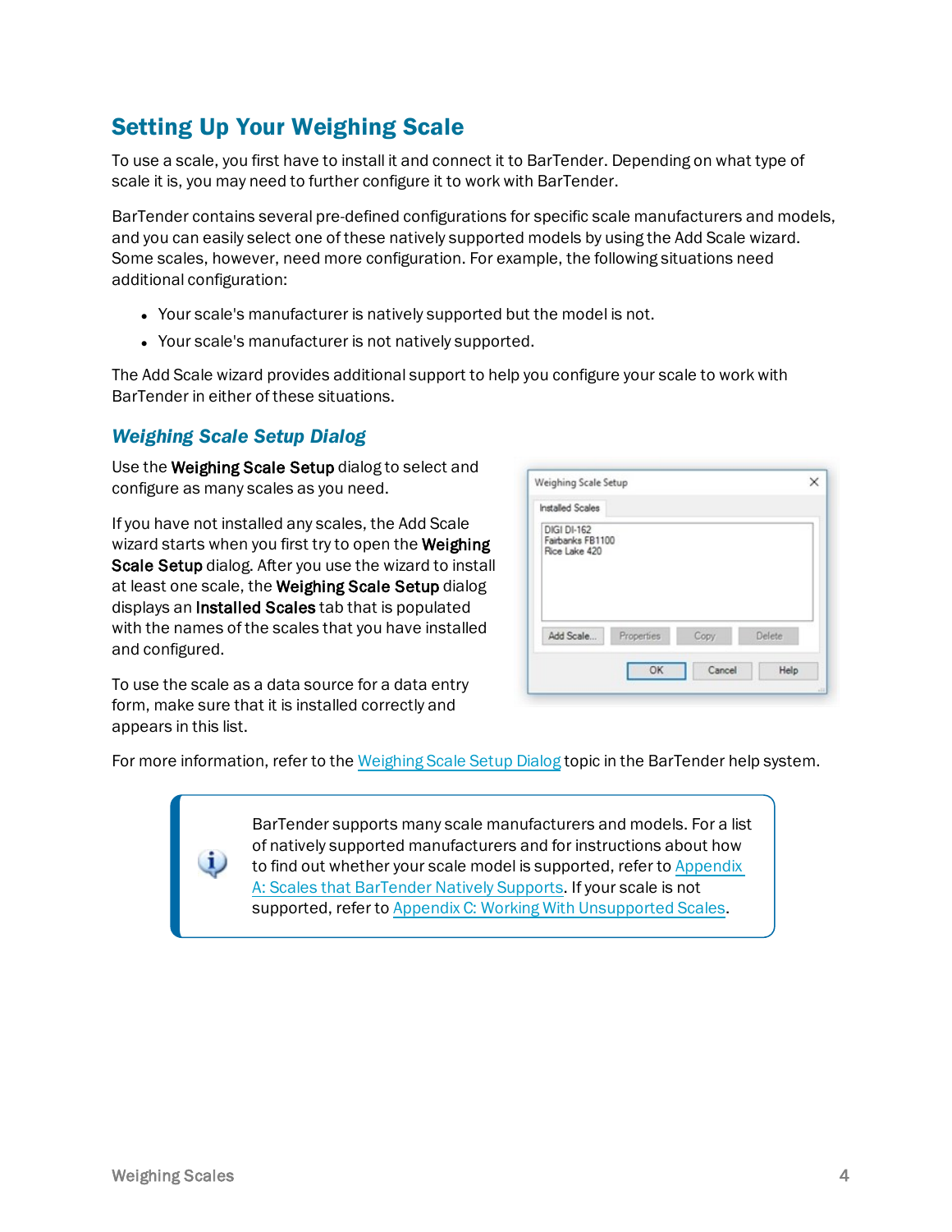## Setting Up Your Weighing Scale

To use a scale, you first have to install it and connect it to BarTender. Depending on what type of scale it is, you may need to further configure it to work with BarTender.

BarTender contains several pre-defined configurations for specific scale manufacturers and models, and you can easily select one of these natively supported models by using the Add Scale wizard. Some scales, however, need more configuration. For example, the following situations need additional configuration:

- Your scale's manufacturer is natively supported but the model is not.
- Your scale's manufacturer is not natively supported.

The Add Scale wizard provides additional support to help you configure your scale to work with BarTender in either of these situations.

### *Weighing Scale Setup Dialog*

Use the **Weighing Scale Setup** dialog to select and configure as many scales as you need.

If you have not installed any scales, the Add Scale wizard starts when you first try to open the **Weighing Scale Setup** dialog. After you use the wizard to install at least one scale, the **Weighing Scale Setup** dialog displays an **Installed Scales** tab that is populated with the names of the scales that you have installed and configured.

To use the scale as a data source for a data entry form, make sure that it is installed correctly and appears in this list.

For more information, refer to the Weighing Scale Setup Dialog topic in the BarTender help system.

> BarTender supports many scale manufacturers and models. For a list of natively supported manufacturers and for instructions about how to find out whether your scale model is supported, refer to Appendix A: Scales that BarTender Natively Supports. If your scale is not supported, refer to Appendix C: Working With Unsupported Scales.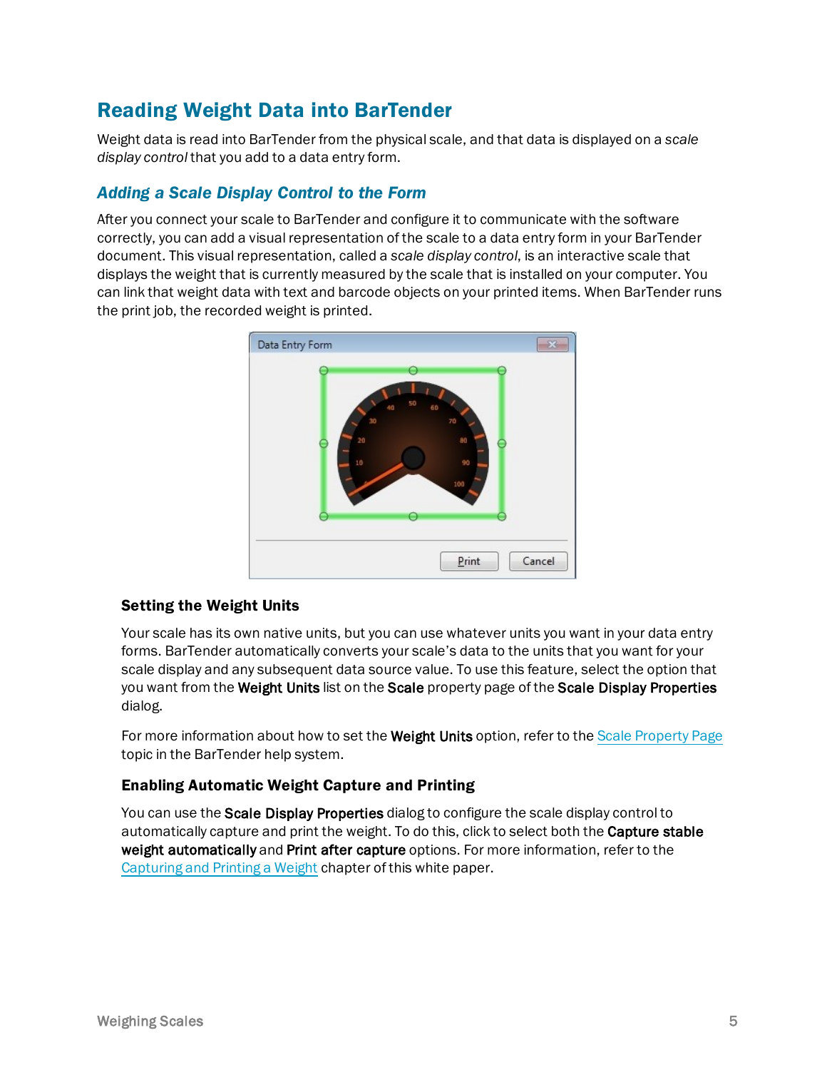# Reading Weight Data into BarTender

Weight data is read into BarTender from the physical scale, and that data is displayed on a *scale display control* that you add to a data entry form.

## *Adding a Scale Display Control to the Form*

After you connect your scale to BarTender and configure it to communicate with the software correctly, you can add a visual representation of the scale to a data entry form in your BarTender document. This visual representation, called a *scale display control*, is an interactive scale that displays the weight that is currently measured by the scale that is installed on your computer. You can link that weight data with text and barcode objects on your printed items. When BarTender runs the print job, the recorded weight is printed.

### Setting the Weight Units

Your scale has its own native units, but you can use whatever units you want in your data entry forms. BarTender automatically converts your scale's data to the units that you want for your scale display and any subsequent data source value. To use this feature, select the option that you want from the **Weight Units** list on the **Scale** property page of the **Scale Display Properties** dialog.

For more information about how to set the **Weight Units** option, refer to the Scale Property Page topic in the BarTender help system.

### Enabling Automatic Weight Capture and Printing

You can use the **Scale Display Properties** dialog to configure the scale display control to automatically capture and print the weight. To do this, click to select both the **Capture stable weight automatically** and **Print after capture** options. For more information, refer to the Capturing and Printing a Weight chapter of this white paper.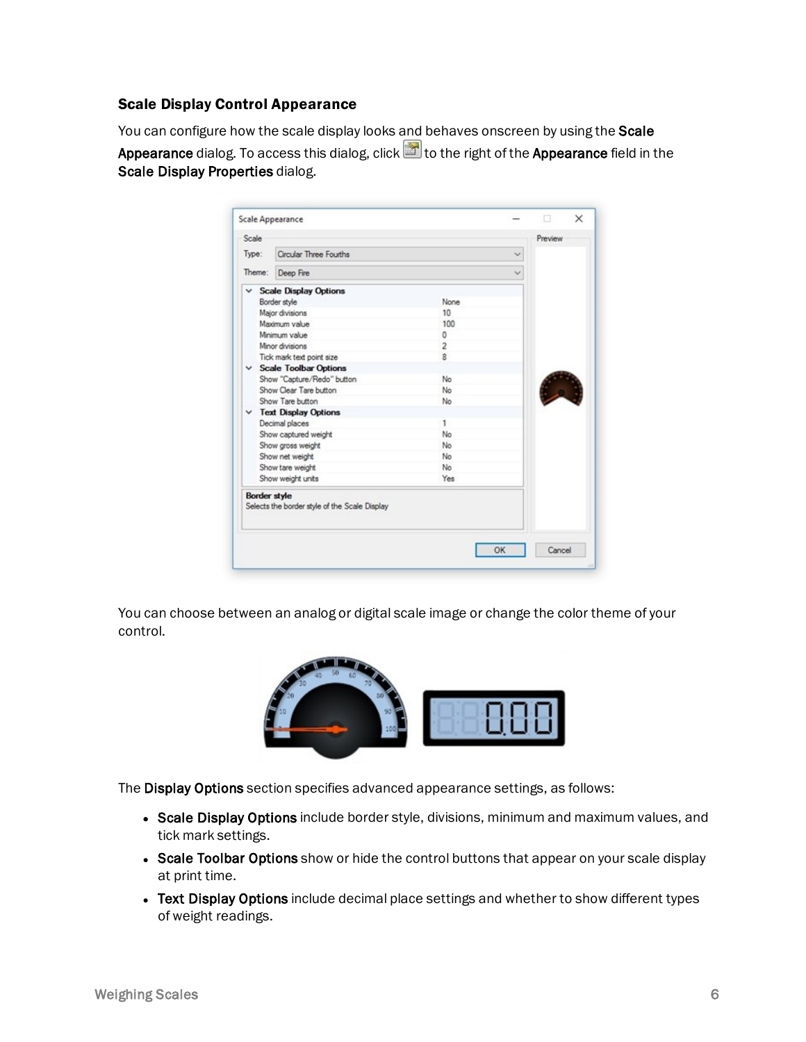### Scale Display Control Appearance

You can configure how the scale display looks and behaves onscreen by using the **Scale Appearance** dialog. To access this dialog, click to the right of the **Appearance** field in the **Scale Display Properties** dialog.

You can choose between an analog or digital scale image or change the color theme of your control.

The **Display Options** section specifies advanced appearance settings, as follows:

- **Scale Display Options** include border style, divisions, minimum and maximum values, and tick mark settings.
- **Scale Toolbar Options** show or hide the control buttons that appear on your scale display at print time.
- **Text Display Options** include decimal place settings and whether to show different types of weight readings.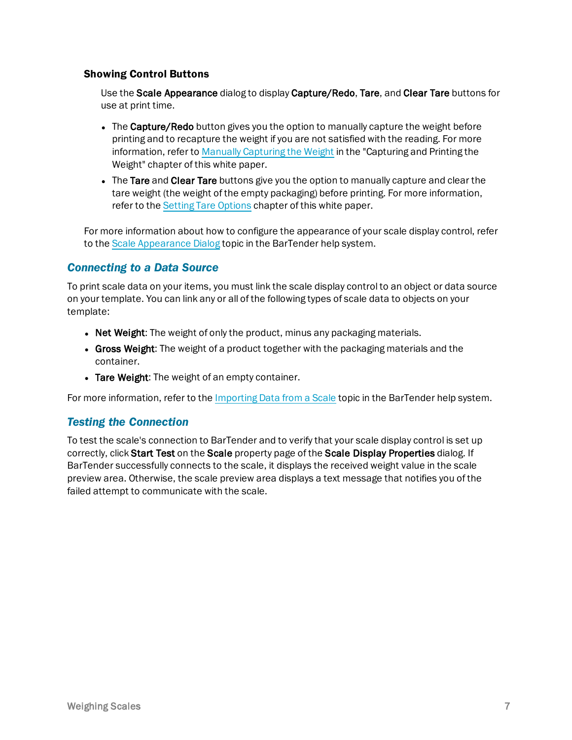#### Showing Control Buttons

Use the **Scale Appearance** dialog to display **Capture/Redo**, **Tare**, and **Clear Tare** buttons for use at print time.

- The **Capture/Redo** button gives you the option to manually capture the weight before printing and to recapture the weight if you are not satisfied with the reading. For more information, refer to Manually Capturing the Weight in the "Capturing and Printing the Weight" chapter of this white paper.
- The **Tare** and **Clear Tare** buttons give you the option to manually capture and clear the tare weight (the weight of the empty packaging) before printing. For more information, refer to the Setting Tare Options chapter of this white paper.

For more information about how to configure the appearance of your scale display control, refer to the Scale Appearance Dialog topic in the BarTender help system.

### *Connecting to a Data Source*

To print scale data on your items, you must link the scale display control to an object or data source on your template. You can link any or all of the following types of scale data to objects on your template:

- **Net Weight**: The weight of only the product, minus any packaging materials.
- **Gross Weight**: The weight of a product together with the packaging materials and the container.
- **Tare Weight**: The weight of an empty container.

For more information, refer to the Importing Data from a Scale topic in the BarTender help system.

### *Testing the Connection*

To test the scale's connection to BarTender and to verify that your scale display control is set up correctly, click **Start Test** on the **Scale** property page of the **Scale Display Properties** dialog. If BarTender successfully connects to the scale, it displays the received weight value in the scale preview area. Otherwise, the scale preview area displays a text message that notifies you of the failed attempt to communicate with the scale.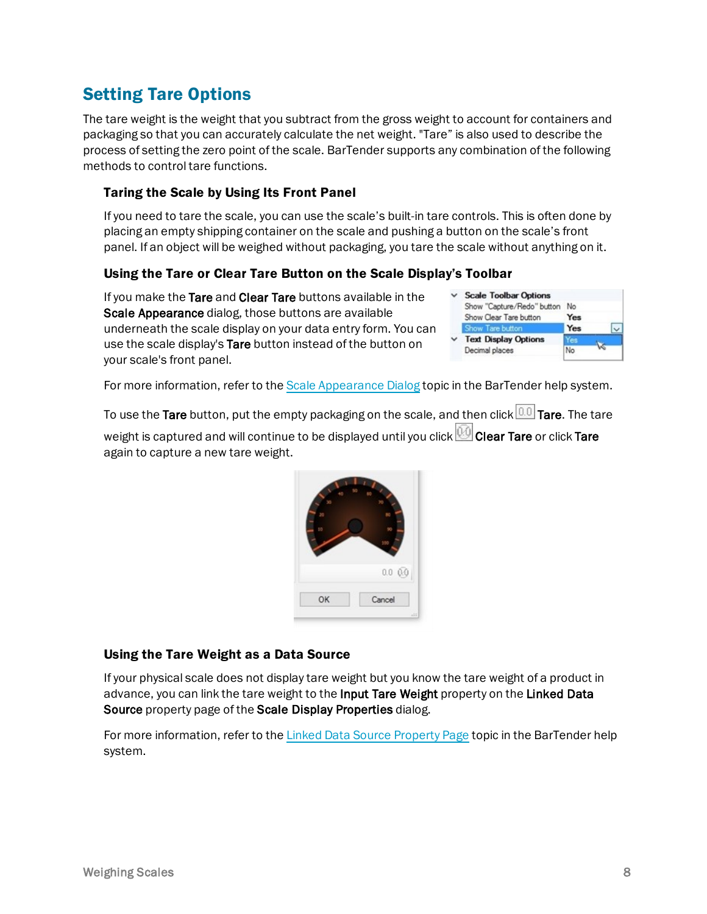## Setting Tare Options

The tare weight is the weight that you subtract from the gross weight to account for containers and packaging so that you can accurately calculate the net weight. "Tare" is also used to describe the process of setting the zero point of the scale. BarTender supports any combination of the following methods to control tare functions.

### Taring the Scale by Using Its Front Panel

If you need to tare the scale, you can use the scale's built-in tare controls. This is often done by placing an empty shipping container on the scale and pushing a button on the scale's front panel. If an object will be weighed without packaging, you tare the scale without anything on it.

### Using the Tare or Clear Tare Button on the Scale Display's Toolbar

If you make the **Tare** and **Clear Tare** buttons available in the **Scale Appearance** dialog, those buttons are available underneath the scale display on your data entry form. You can use the scale display's **Tare** button instead of the button on your scale's front panel.

For more information, refer to the Scale Appearance Dialog topic in the BarTender help system.

To use the **Tare** button, put the empty packaging on the scale, and then click **Tare**. The tare weight is captured and will continue to be displayed until you click **Clear Tare** or click **Tare** again to capture a new tare weight.

### Using the Tare Weight as a Data Source

If your physical scale does not display tare weight but you know the tare weight of a product in advance, you can link the tare weight to the **Input Tare Weight** property on the **Linked Data Source** property page of the **Scale Display Properties** dialog.

For more information, refer to the Linked Data Source Property Page topic in the BarTender help system.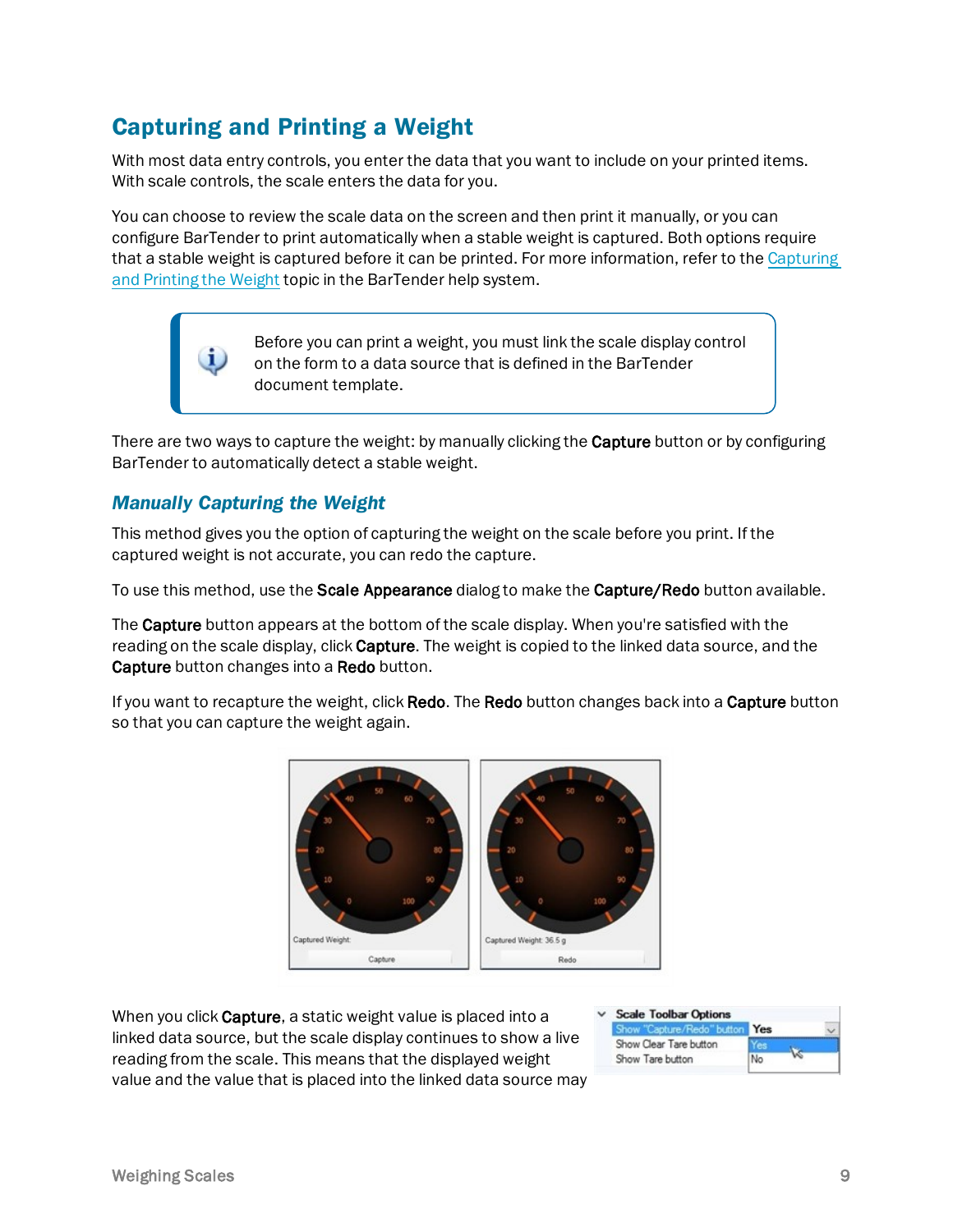## Capturing and Printing a Weight

With most data entry controls, you enter the data that you want to include on your printed items. With scale controls, the scale enters the data for you.

You can choose to review the scale data on the screen and then print it manually, or you can configure BarTender to print automatically when a stable weight is captured. Both options require that a stable weight is captured before it can be printed. For more information, refer to the [Capturing and Printing the Weight] topic in the BarTender help system.

> Before you can print a weight, you must link the scale display control on the form to a data source that is defined in the BarTender document template.

There are two ways to capture the weight: by manually clicking the **Capture** button or by configuring BarTender to automatically detect a stable weight.

### *Manually Capturing the Weight*

This method gives you the option of capturing the weight on the scale before you print. If the captured weight is not accurate, you can redo the capture.

To use this method, use the **Scale Appearance** dialog to make the **Capture/Redo** button available.

The **Capture** button appears at the bottom of the scale display. When you're satisfied with the reading on the scale display, click **Capture**. The weight is copied to the linked data source, and the **Capture** button changes into a **Redo** button.

If you want to recapture the weight, click **Redo**. The **Redo** button changes back into a **Capture** button so that you can capture the weight again.

When you click **Capture**, a static weight value is placed into a linked data source, but the scale display continues to show a live reading from the scale. This means that the displayed weight value and the value that is placed into the linked data source may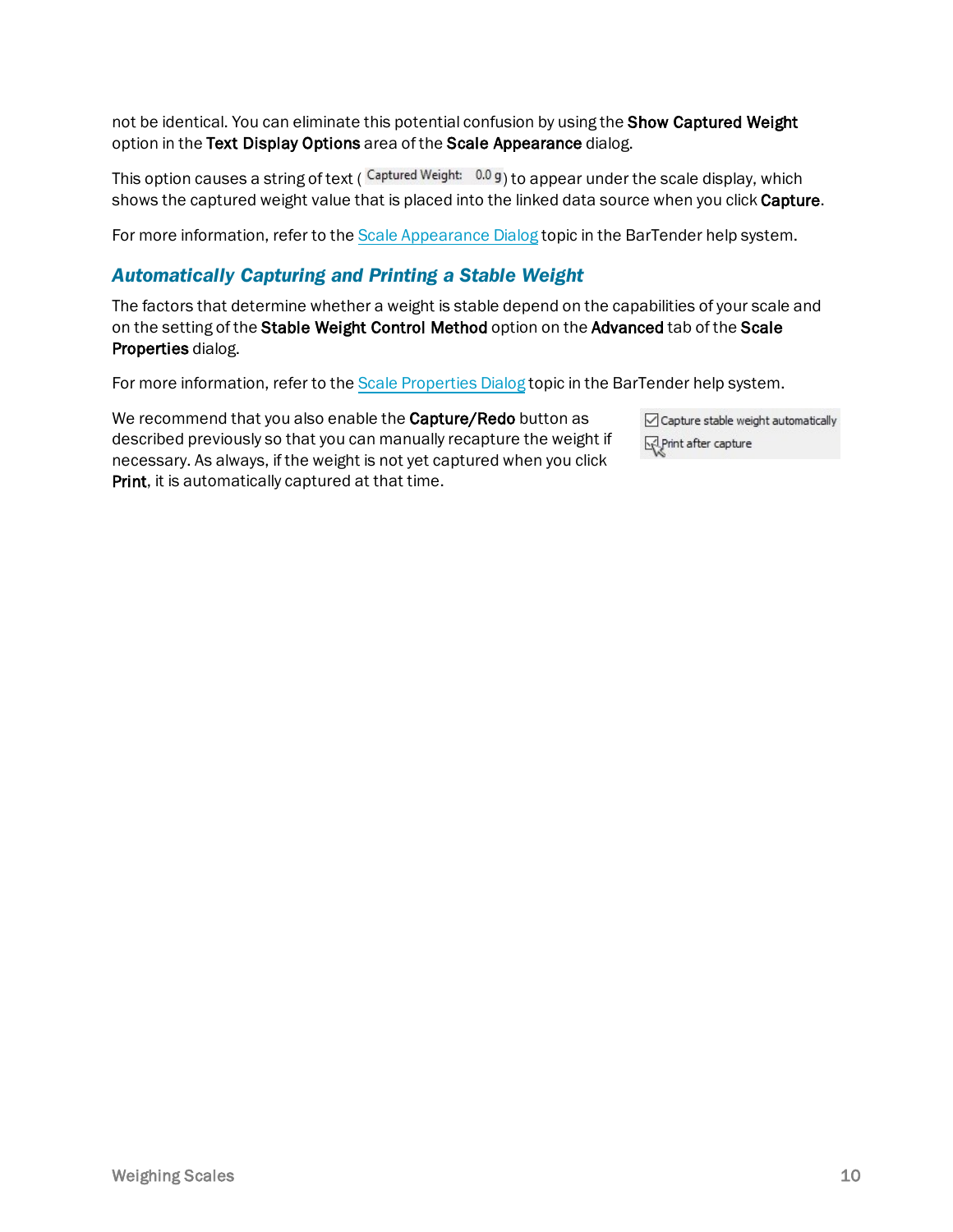not be identical. You can eliminate this potential confusion by using the **Show Captured Weight** option in the **Text Display Options** area of the **Scale Appearance** dialog.

This option causes a string of text ( Captured Weight: 0.0 g) to appear under the scale display, which shows the captured weight value that is placed into the linked data source when you click **Capture**.

For more information, refer to the Scale Appearance Dialog topic in the BarTender help system.

## *Automatically Capturing and Printing a Stable Weight*

The factors that determine whether a weight is stable depend on the capabilities of your scale and on the setting of the **Stable Weight Control Method** option on the **Advanced** tab of the **Scale Properties** dialog.

For more information, refer to the Scale Properties Dialog topic in the BarTender help system.

We recommend that you also enable the **Capture/Redo** button as described previously so that you can manually recapture the weight if necessary. As always, if the weight is not yet captured when you click **Print**, it is automatically captured at that time.

Capture stable weight automatically
Print after capture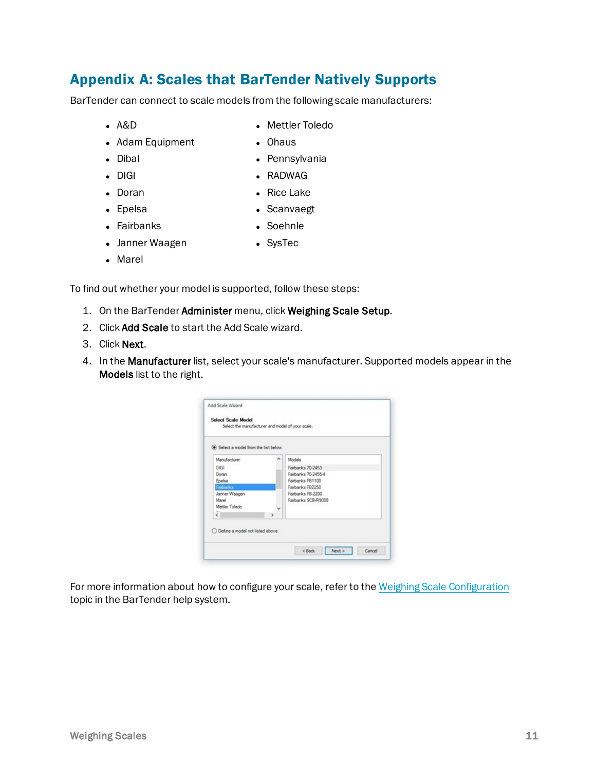## Appendix A: Scales that BarTender Natively Supports

BarTender can connect to scale models from the following scale manufacturers:

- A&D
- Adam Equipment
- Dibal
- DIGI
- Doran
- Epelsa
- Fairbanks
- Janner Waagen
- Marel
- Mettler Toledo
- Ohaus
- Pennsylvania
- RADWAG
- Rice Lake
- Scanvaegt
- Soehnle
- SysTec

To find out whether your model is supported, follow these steps:

1. On the BarTender **Administer** menu, click **Weighing Scale Setup**.
2. Click **Add Scale** to start the Add Scale wizard.
3. Click **Next**.
4. In the **Manufacturer** list, select your scale's manufacturer. Supported models appear in the **Models** list to the right.

For more information about how to configure your scale, refer to the Weighing Scale Configuration topic in the BarTender help system.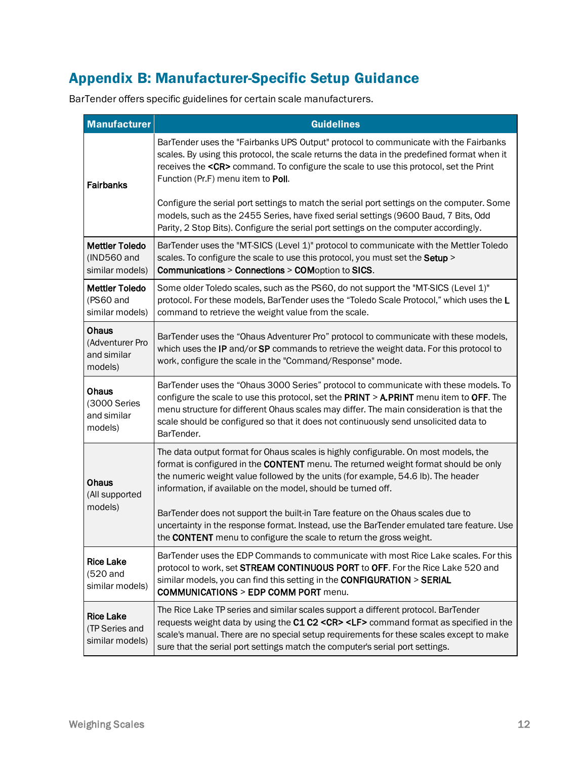# Appendix B: Manufacturer-Specific Setup Guidance

BarTender offers specific guidelines for certain scale manufacturers.

| Manufacturer | Guidelines |
| --- | --- |
| **Fairbanks** | BarTender uses the "Fairbanks UPS Output" protocol to communicate with the Fairbanks scales. By using this protocol, the scale returns the data in the predefined format when it receives the **<CR>** command. To configure the scale to use this protocol, set the Print Function (Pr.F) menu item to **Poll**.<br><br>Configure the serial port settings to match the serial port settings on the computer. Some models, such as the 2455 Series, have fixed serial settings (9600 Baud, 7 Bits, Odd Parity, 2 Stop Bits). Configure the serial port settings on the computer accordingly. |
| **Mettler Toledo** (IND560 and similar models) | BarTender uses the "MT-SICS (Level 1)" protocol to communicate with the Mettler Toledo scales. To configure the scale to use this protocol, you must set the **Setup** > **Communications** > **Connections** > **COM**option to **SICS**. |
| **Mettler Toledo** (PS60 and similar models) | Some older Toledo scales, such as the PS60, do not support the "MT-SICS (Level 1)" protocol. For these models, BarTender uses the "Toledo Scale Protocol," which uses the **L** command to retrieve the weight value from the scale. |
| **Ohaus** (Adventurer Pro and similar models) | BarTender uses the "Ohaus Adventurer Pro" protocol to communicate with these models, which uses the **IP** and/or **SP** commands to retrieve the weight data. For this protocol to work, configure the scale in the "Command/Response" mode. |
| **Ohaus** (3000 Series and similar models) | BarTender uses the "Ohaus 3000 Series" protocol to communicate with these models. To configure the scale to use this protocol, set the **PRINT** > **A.PRINT** menu item to **OFF**. The menu structure for different Ohaus scales may differ. The main consideration is that the scale should be configured so that it does not continuously send unsolicited data to BarTender. |
| **Ohaus** (All supported models) | The data output format for Ohaus scales is highly configurable. On most models, the format is configured in the **CONTENT** menu. The returned weight format should be only the numeric weight value followed by the units (for example, 54.6 lb). The header information, if available on the model, should be turned off.<br><br>BarTender does not support the built-in Tare feature on the Ohaus scales due to uncertainty in the response format. Instead, use the BarTender emulated tare feature. Use the **CONTENT** menu to configure the scale to return the gross weight. |
| **Rice Lake** (520 and similar models) | BarTender uses the EDP Commands to communicate with most Rice Lake scales. For this protocol to work, set **STREAM CONTINUOUS PORT** to **OFF**. For the Rice Lake 520 and similar models, you can find this setting in the **CONFIGURATION** > **SERIAL COMMUNICATIONS** > **EDP COMM PORT** menu. |
| **Rice Lake** (TP Series and similar models) | The Rice Lake TP series and similar scales support a different protocol. BarTender requests weight data by using the **C1 C2 <CR> <LF>** command format as specified in the scale's manual. There are no special setup requirements for these scales except to make sure that the serial port settings match the computer's serial port settings. |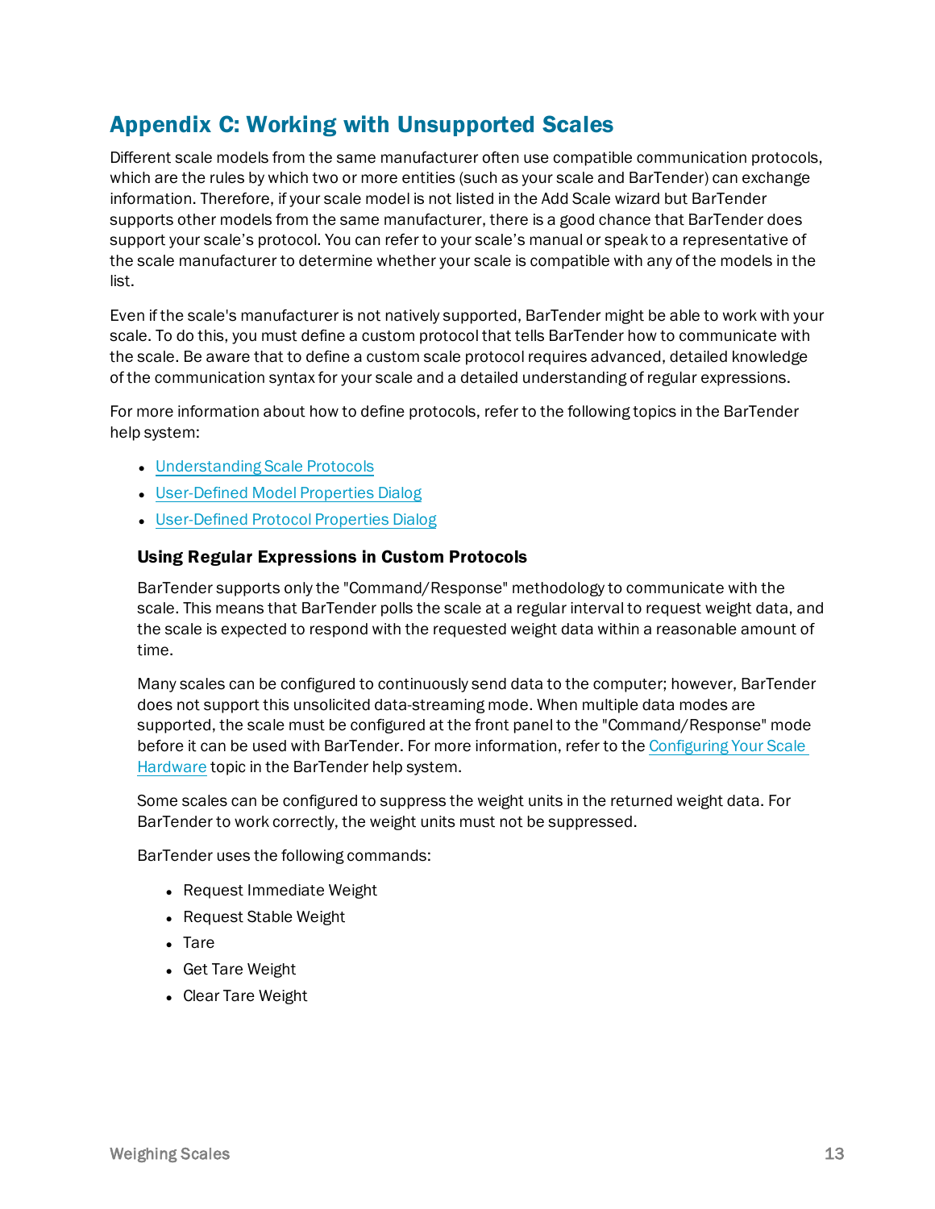# Appendix C: Working with Unsupported Scales

Different scale models from the same manufacturer often use compatible communication protocols, which are the rules by which two or more entities (such as your scale and BarTender) can exchange information. Therefore, if your scale model is not listed in the Add Scale wizard but BarTender supports other models from the same manufacturer, there is a good chance that BarTender does support your scale's protocol. You can refer to your scale's manual or speak to a representative of the scale manufacturer to determine whether your scale is compatible with any of the models in the list.

Even if the scale's manufacturer is not natively supported, BarTender might be able to work with your scale. To do this, you must define a custom protocol that tells BarTender how to communicate with the scale. Be aware that to define a custom scale protocol requires advanced, detailed knowledge of the communication syntax for your scale and a detailed understanding of regular expressions.

For more information about how to define protocols, refer to the following topics in the BarTender help system:

- Understanding Scale Protocols
- User-Defined Model Properties Dialog
- User-Defined Protocol Properties Dialog

### Using Regular Expressions in Custom Protocols

BarTender supports only the "Command/Response" methodology to communicate with the scale. This means that BarTender polls the scale at a regular interval to request weight data, and the scale is expected to respond with the requested weight data within a reasonable amount of time.

Many scales can be configured to continuously send data to the computer; however, BarTender does not support this unsolicited data-streaming mode. When multiple data modes are supported, the scale must be configured at the front panel to the "Command/Response" mode before it can be used with BarTender. For more information, refer to the Configuring Your Scale Hardware topic in the BarTender help system.

Some scales can be configured to suppress the weight units in the returned weight data. For BarTender to work correctly, the weight units must not be suppressed.

BarTender uses the following commands:

- Request Immediate Weight
- Request Stable Weight
- Tare
- Get Tare Weight
- Clear Tare Weight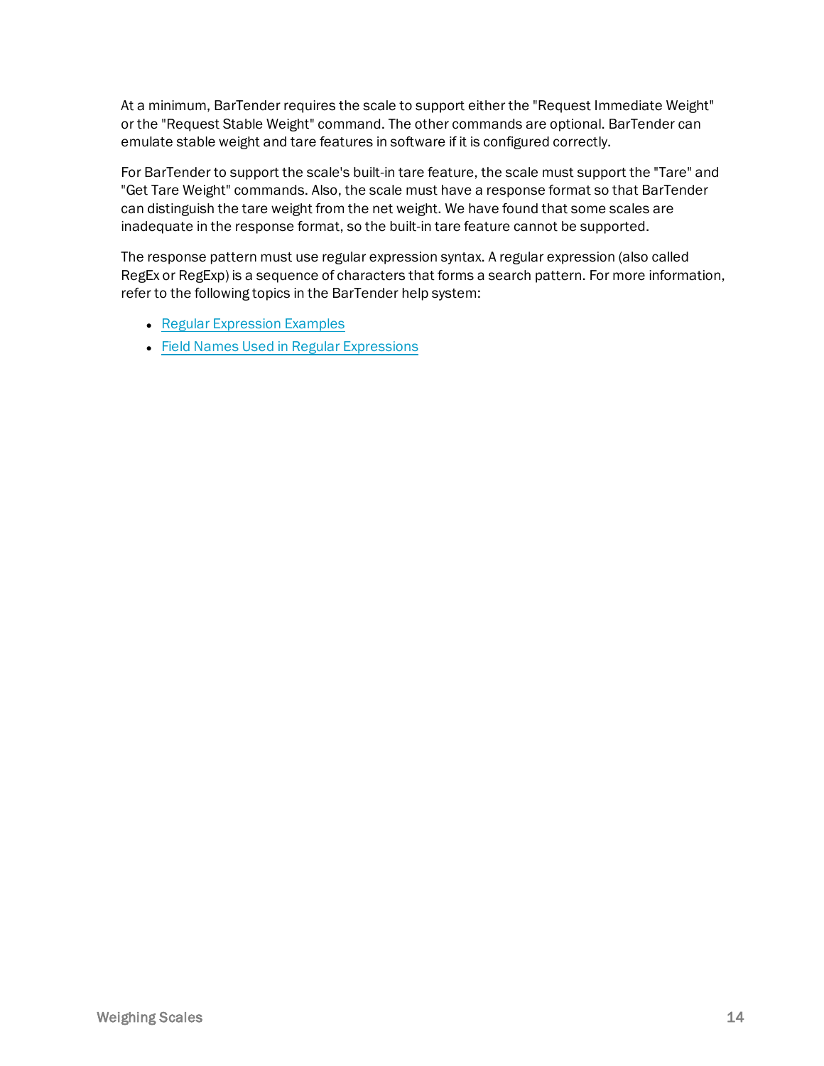At a minimum, BarTender requires the scale to support either the "Request Immediate Weight" or the "Request Stable Weight" command. The other commands are optional. BarTender can emulate stable weight and tare features in software if it is configured correctly.

For BarTender to support the scale's built-in tare feature, the scale must support the "Tare" and "Get Tare Weight" commands. Also, the scale must have a response format so that BarTender can distinguish the tare weight from the net weight. We have found that some scales are inadequate in the response format, so the built-in tare feature cannot be supported.

The response pattern must use regular expression syntax. A regular expression (also called RegEx or RegExp) is a sequence of characters that forms a search pattern. For more information, refer to the following topics in the BarTender help system:

- Regular Expression Examples
- Field Names Used in Regular Expressions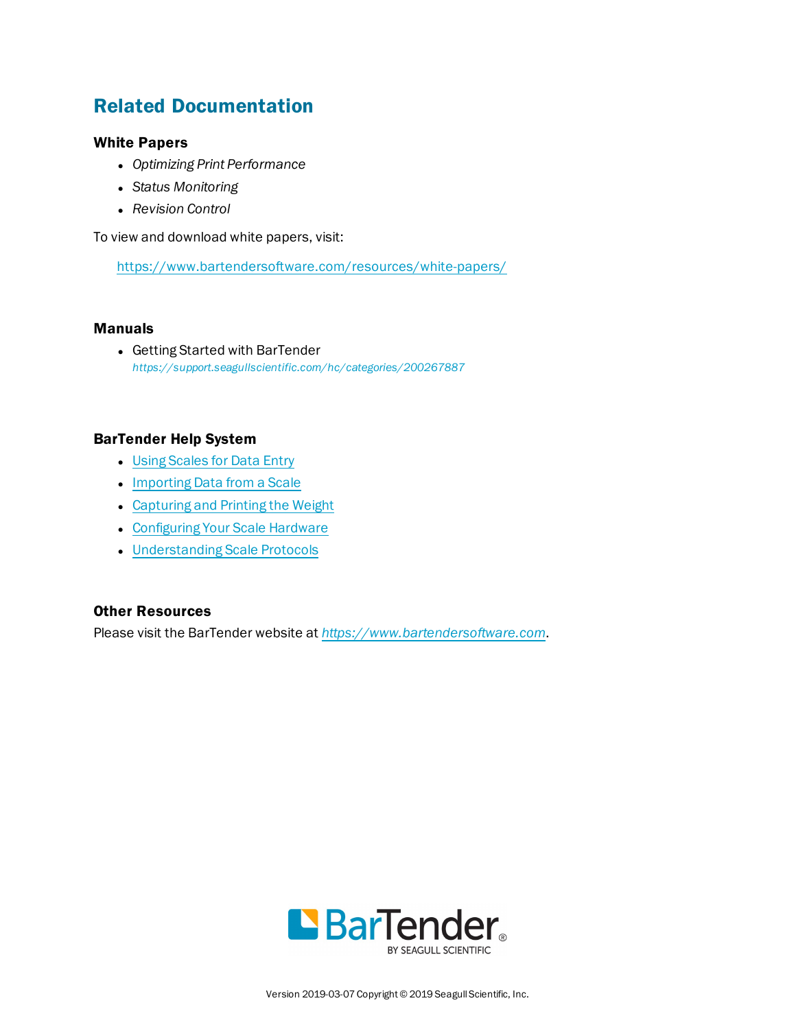## Related Documentation

### White Papers

- *Optimizing Print Performance*
- *Status Monitoring*
- *Revision Control*

To view and download white papers, visit:

https://www.bartendersoftware.com/resources/white-papers/

### Manuals

- Getting Started with BarTender
  *https://support.seagullscientific.com/hc/categories/200267887*

### BarTender Help System

- Using Scales for Data Entry
- Importing Data from a Scale
- Capturing and Printing the Weight
- Configuring Your Scale Hardware
- Understanding Scale Protocols

### Other Resources

Please visit the BarTender website at *https://www.bartendersoftware.com*.

BarTender® BY SEAGULL SCIENTIFIC

Version 2019-03-07 Copyright © 2019 Seagull Scientific, Inc.